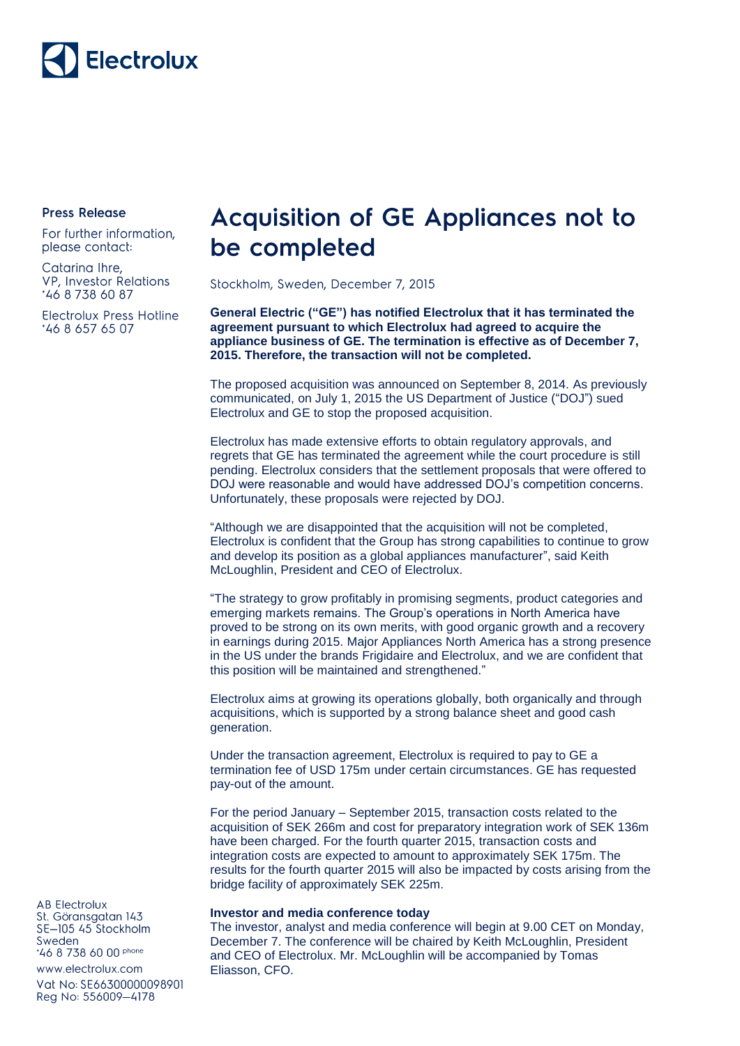Electrolux

**Press Release**

For further information, please contact:

Catarina Ihre,
VP, Investor Relations
+46 8 738 60 87

Electrolux Press Hotline
+46 8 657 65 07

# Acquisition of GE Appliances not to be completed

Stockholm, Sweden, December 7, 2015

**General Electric ("GE") has notified Electrolux that it has terminated the agreement pursuant to which Electrolux had agreed to acquire the appliance business of GE. The termination is effective as of December 7, 2015. Therefore, the transaction will not be completed.**

The proposed acquisition was announced on September 8, 2014. As previously communicated, on July 1, 2015 the US Department of Justice ("DOJ") sued Electrolux and GE to stop the proposed acquisition.

Electrolux has made extensive efforts to obtain regulatory approvals, and regrets that GE has terminated the agreement while the court procedure is still pending. Electrolux considers that the settlement proposals that were offered to DOJ were reasonable and would have addressed DOJ's competition concerns. Unfortunately, these proposals were rejected by DOJ.

"Although we are disappointed that the acquisition will not be completed, Electrolux is confident that the Group has strong capabilities to continue to grow and develop its position as a global appliances manufacturer", said Keith McLoughlin, President and CEO of Electrolux.

"The strategy to grow profitably in promising segments, product categories and emerging markets remains. The Group's operations in North America have proved to be strong on its own merits, with good organic growth and a recovery in earnings during 2015. Major Appliances North America has a strong presence in the US under the brands Frigidaire and Electrolux, and we are confident that this position will be maintained and strengthened."

Electrolux aims at growing its operations globally, both organically and through acquisitions, which is supported by a strong balance sheet and good cash generation.

Under the transaction agreement, Electrolux is required to pay to GE a termination fee of USD 175m under certain circumstances. GE has requested pay-out of the amount.

For the period January – September 2015, transaction costs related to the acquisition of SEK 266m and cost for preparatory integration work of SEK 136m have been charged. For the fourth quarter 2015, transaction costs and integration costs are expected to amount to approximately SEK 175m. The results for the fourth quarter 2015 will also be impacted by costs arising from the bridge facility of approximately SEK 225m.

**Investor and media conference today**

The investor, analyst and media conference will begin at 9.00 CET on Monday, December 7. The conference will be chaired by Keith McLoughlin, President and CEO of Electrolux. Mr. McLoughlin will be accompanied by Tomas Eliasson, CFO.

AB Electrolux
St. Göransgatan 143
SE–105 45 Stockholm
Sweden
+46 8 738 60 00 phone
www.electrolux.com
Vat No: SE663000000098901
Reg No: 556009–4178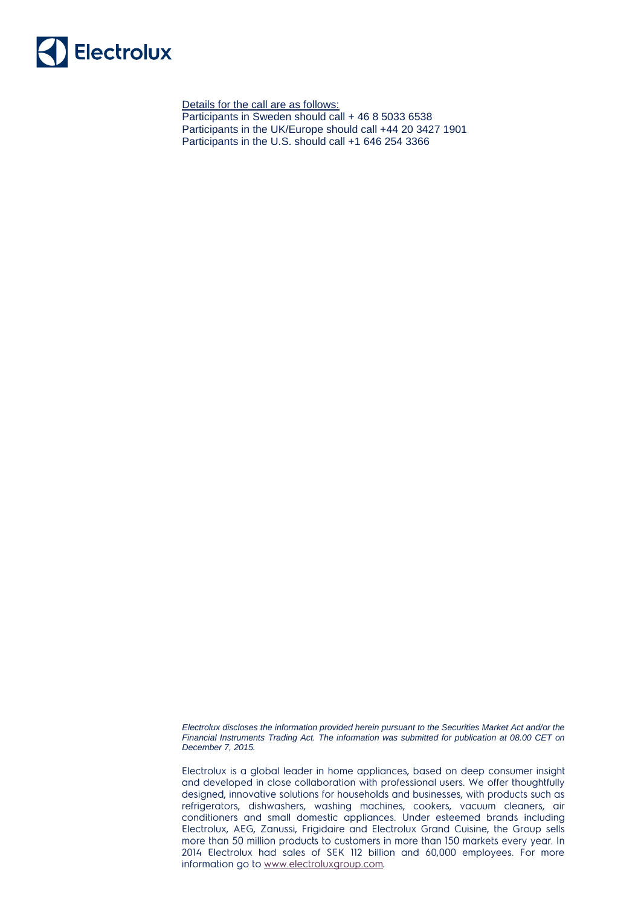Details for the call are as follows:
Participants in Sweden should call + 46 8 5033 6538
Participants in the UK/Europe should call +44 20 3427 1901
Participants in the U.S. should call +1 646 254 3366

*Electrolux discloses the information provided herein pursuant to the Securities Market Act and/or the Financial Instruments Trading Act. The information was submitted for publication at 08.00 CET on December 7, 2015.*

Electrolux is a global leader in home appliances, based on deep consumer insight and developed in close collaboration with professional users. We offer thoughtfully designed, innovative solutions for households and businesses, with products such as refrigerators, dishwashers, washing machines, cookers, vacuum cleaners, air conditioners and small domestic appliances. Under esteemed brands including Electrolux, AEG, Zanussi, Frigidaire and Electrolux Grand Cuisine, the Group sells more than 50 million products to customers in more than 150 markets every year. In 2014 Electrolux had sales of SEK 112 billion and 60,000 employees. For more information go to www.electroluxgroup.com.